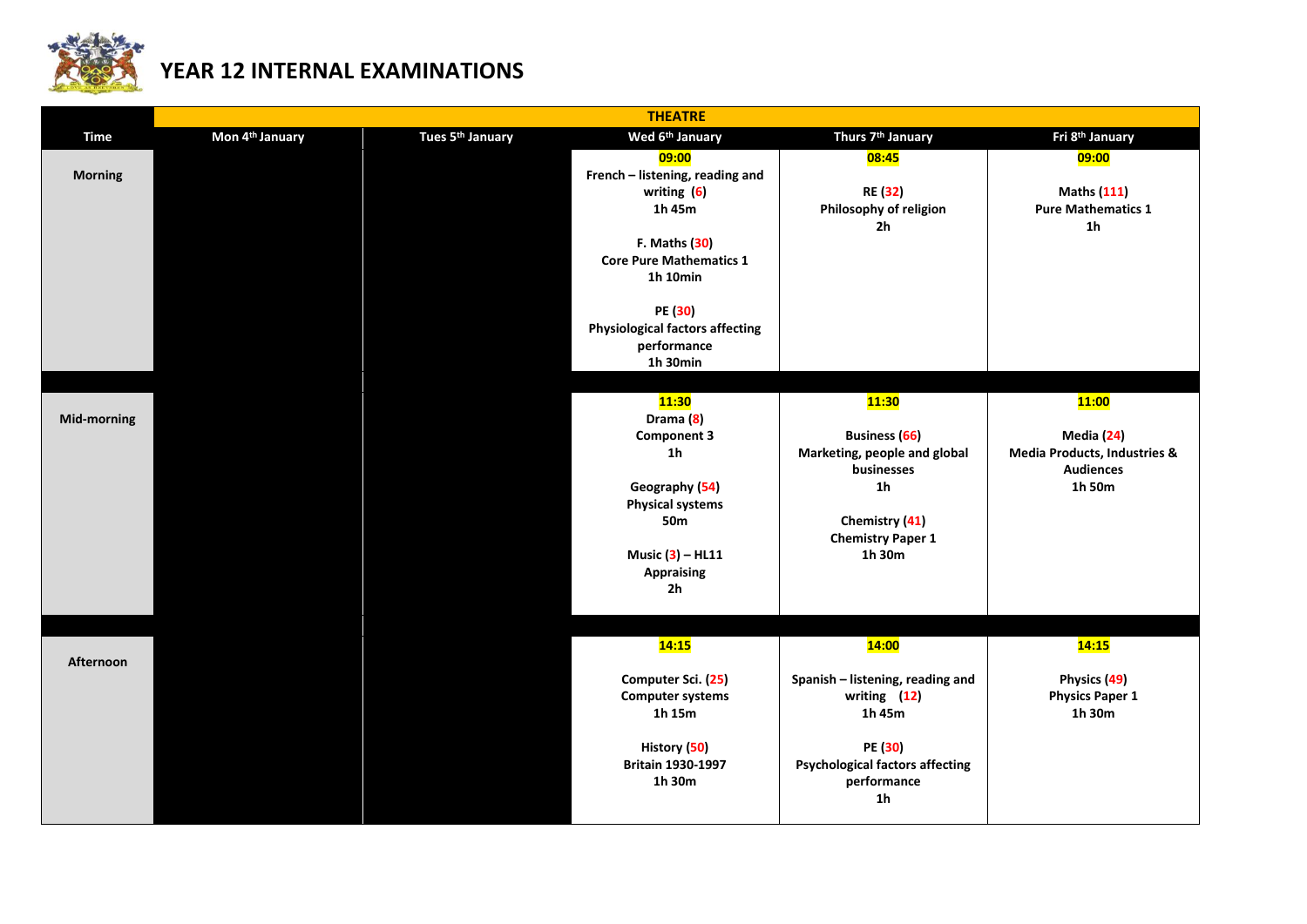# YEAR 12 INTERNAL EXAMINATIONS

| Time | THEATRE | | | | |
|---|---|---|---|---|---|
| | Mon 4th January | Tues 5th January | Wed 6th January | Thurs 7th January | Fri 8th January |
| **Morning** | | | **09:00**<br>French – listening, reading and writing (6)<br>1h 45m<br><br>F. Maths (30)<br>Core Pure Mathematics 1<br>1h 10min<br><br>PE (30)<br>Physiological factors affecting performance<br>1h 30min | **08:45**<br><br>RE (32)<br>Philosophy of religion<br>2h | **09:00**<br><br>Maths (111)<br>Pure Mathematics 1<br>1h |
| **Mid-morning** | | | **11:30**<br>Drama (8)<br>Component 3<br>1h<br><br>Geography (54)<br>Physical systems<br>50m<br><br>Music (3) – HL11<br>Appraising<br>2h | **11:30**<br><br>Business (66)<br>Marketing, people and global businesses<br>1h<br><br>Chemistry (41)<br>Chemistry Paper 1<br>1h 30m | **11:00**<br><br>Media (24)<br>Media Products, Industries & Audiences<br>1h 50m |
| **Afternoon** | | | **14:15**<br><br>Computer Sci. (25)<br>Computer systems<br>1h 15m<br><br>History (50)<br>Britain 1930-1997<br>1h 30m | **14:00**<br><br>Spanish – listening, reading and writing (12)<br>1h 45m<br><br>PE (30)<br>Psychological factors affecting performance<br>1h | **14:15**<br><br>Physics (49)<br>Physics Paper 1<br>1h 30m |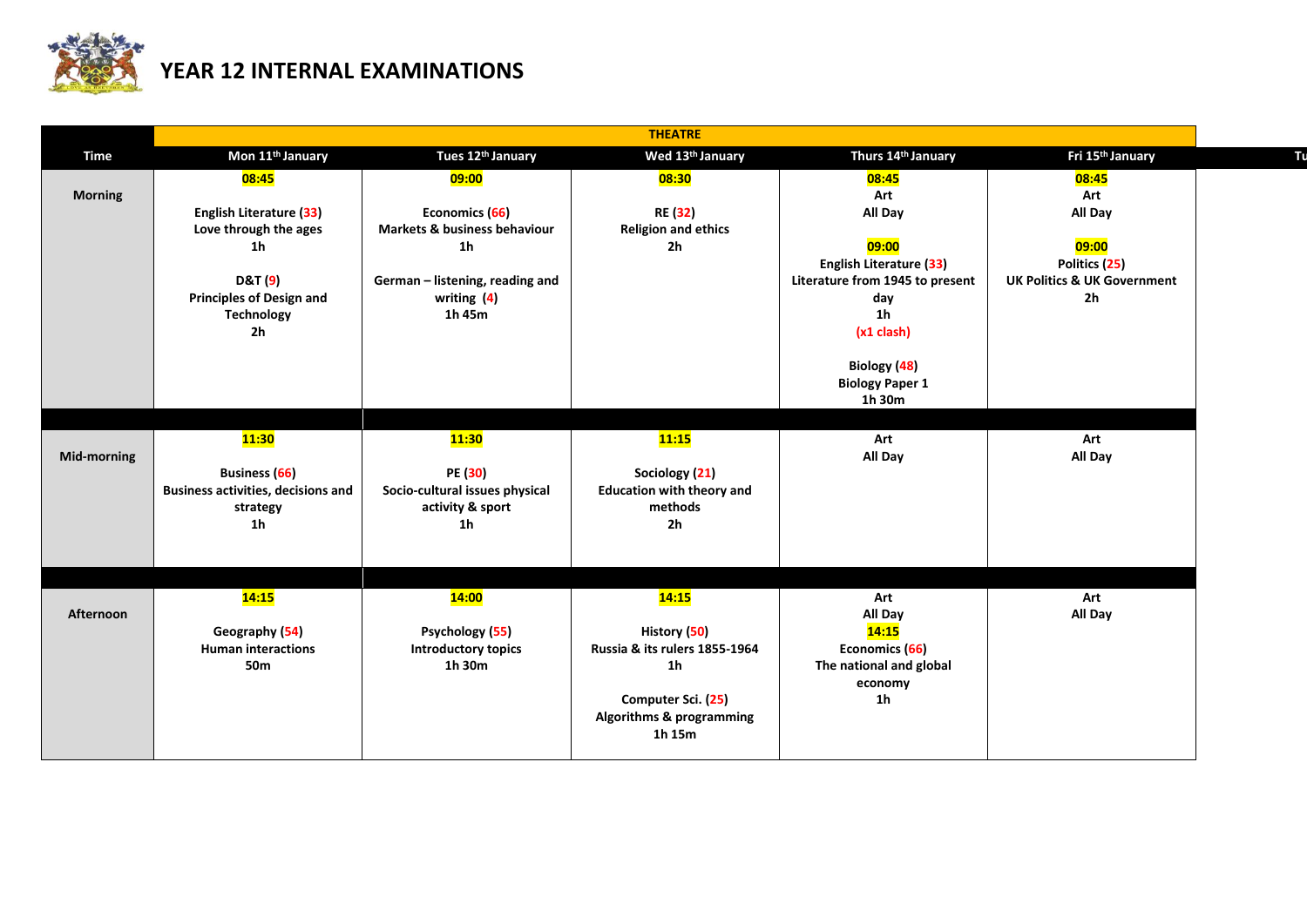# YEAR 12 INTERNAL EXAMINATIONS

| | THEATRE | | | | | Tu |
|---|---|---|---|---|---|---|
| **Time** | **Mon 11th January** | **Tues 12th January** | **Wed 13th January** | **Thurs 14th January** | **Fri 15th January** | |
| **Morning** | **08:45**<br><br>**English Literature (33)**<br>**Love through the ages**<br>**1h**<br><br>**D&T (9)**<br>**Principles of Design and Technology**<br>**2h** | **09:00**<br><br>**Economics (66)**<br>**Markets & business behaviour**<br>**1h**<br><br>**German – listening, reading and writing (4)**<br>**1h 45m** | **08:30**<br><br>**RE (32)**<br>**Religion and ethics**<br>**2h** | **08:45**<br>**Art**<br>**All Day**<br><br>**09:00**<br>**English Literature (33)**<br>**Literature from 1945 to present day**<br>**1h**<br>**(x1 clash)**<br><br>**Biology (48)**<br>**Biology Paper 1**<br>**1h 30m** | **08:45**<br>**Art**<br>**All Day**<br><br>**09:00**<br>**Politics (25)**<br>**UK Politics & UK Government**<br>**2h** | |
| | | | | | | |
| **Mid-morning** | **11:30**<br><br>**Business (66)**<br>**Business activities, decisions and strategy**<br>**1h** | **11:30**<br><br>**PE (30)**<br>**Socio-cultural issues physical activity & sport**<br>**1h** | **11:15**<br><br>**Sociology (21)**<br>**Education with theory and methods**<br>**2h** | **Art**<br>**All Day** | **Art**<br>**All Day** | |
| | | | | | | |
| **Afternoon** | **14:15**<br><br>**Geography (54)**<br>**Human interactions**<br>**50m** | **14:00**<br><br>**Psychology (55)**<br>**Introductory topics**<br>**1h 30m** | **14:15**<br><br>**History (50)**<br>**Russia & its rulers 1855-1964**<br>**1h**<br><br>**Computer Sci. (25)**<br>**Algorithms & programming**<br>**1h 15m** | **Art**<br>**All Day**<br>**14:15**<br>**Economics (66)**<br>**The national and global economy**<br>**1h** | **Art**<br>**All Day** | |